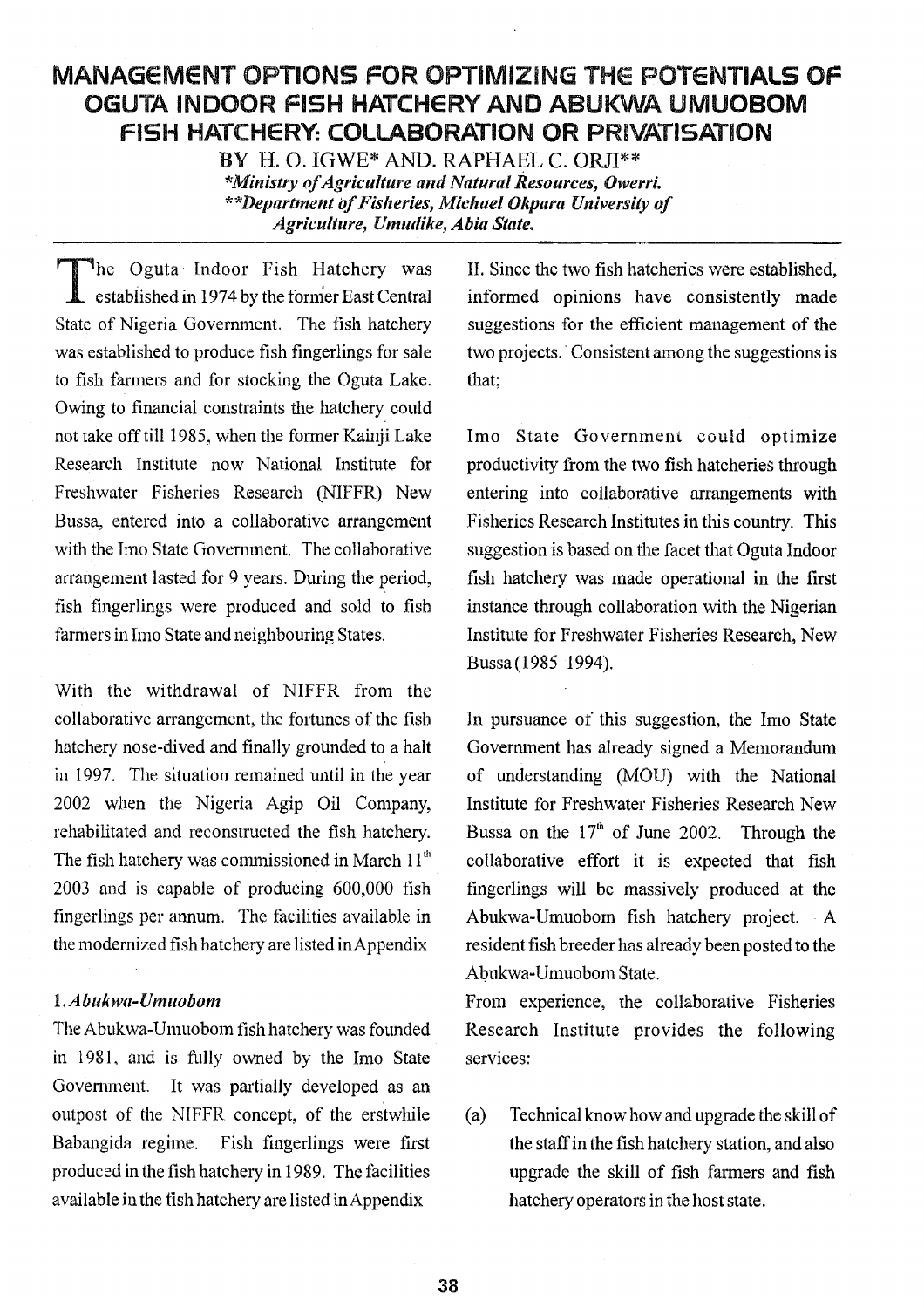# MANAGEMENT OPTIONS FOR OPTIMIZING THE POTENTIALS OF OGUTA INDOOR FISH HATCHERY AND ABUKWA UMUOBOM FISH HATCHERY: COLLABORATION OR PRIVATISATION

BY H. O. IGWE* AND. RAPHAEL C. ORJI**

*\*Ministry of Agriculture and Natural Resources, Owerri.*
*\*\*Department of Fisheries, Michael Okpara University of Agriculture, Umudike, Abia State.*

The Oguta Indoor Fish Hatchery was established in 1974 by the former East Central State of Nigeria Government. The fish hatchery was established to produce fish fingerlings for sale to fish farmers and for stocking the Oguta Lake. Owing to financial constraints the hatchery could not take off till 1985, when the former Kainji Lake Research Institute now National Institute for Freshwater Fisheries Research (NIFFR) New Bussa, entered into a collaborative arrangement with the Imo State Government. The collaborative arrangement lasted for 9 years. During the period, fish fingerlings were produced and sold to fish farmers in Imo State and neighbouring States.

With the withdrawal of NIFFR from the collaborative arrangement, the fortunes of the fish hatchery nose-dived and finally grounded to a halt in 1997. The situation remained until in the year 2002 when the Nigeria Agip Oil Company, rehabilitated and reconstructed the fish hatchery. The fish hatchery was commissioned in March 11th 2003 and is capable of producing 600,000 fish fingerlings per annum. The facilities available in the modernized fish hatchery are listed in Appendix

## 1. *Abukwa-Umuobom*

The Abukwa-Umuobom fish hatchery was founded in 1981, and is fully owned by the Imo State Government. It was partially developed as an outpost of the NIFFR concept, of the erstwhile Babangida regime. Fish fingerlings were first produced in the fish hatchery in 1989. The facilities available in the fish hatchery are listed in Appendix II. Since the two fish hatcheries were established, informed opinions have consistently made suggestions for the efficient management of the two projects. Consistent among the suggestions is that;

Imo State Government could optimize productivity from the two fish hatcheries through entering into collaborative arrangements with Fisheries Research Institutes in this country. This suggestion is based on the facet that Oguta Indoor fish hatchery was made operational in the first instance through collaboration with the Nigerian Institute for Freshwater Fisheries Research, New Bussa (1985 1994).

In pursuance of this suggestion, the Imo State Government has already signed a Memorandum of understanding (MOU) with the National Institute for Freshwater Fisheries Research New Bussa on the 17th of June 2002. Through the collaborative effort it is expected that fish fingerlings will be massively produced at the Abukwa-Umuobom fish hatchery project. A resident fish breeder has already been posted to the Abukwa-Umuobom State.

From experience, the collaborative Fisheries Research Institute provides the following services:

(a) Technical know how and upgrade the skill of the staff in the fish hatchery station, and also upgrade the skill of fish farmers and fish hatchery operators in the host state.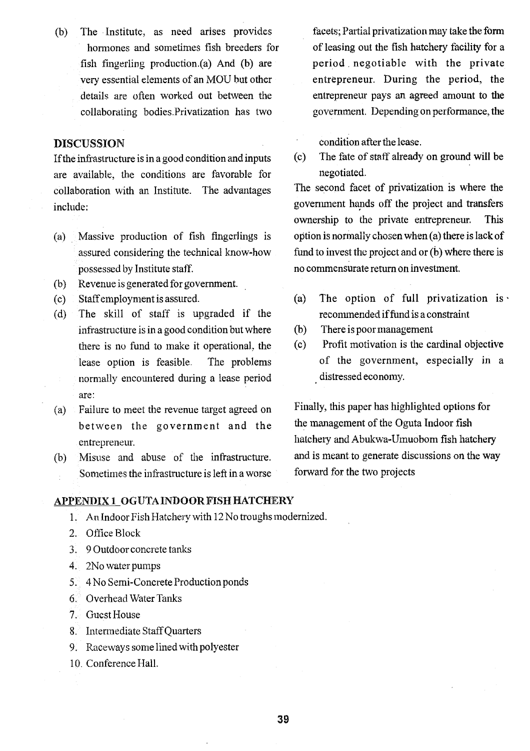(b) The Institute, as need arises provides hormones and sometimes fish breeders for fish fingerling production.(a) And (b) are very essential elements of an MOU but other details are often worked out between the collaborating bodies.Privatization has two

## DISCUSSION

If the infrastructure is in a good condition and inputs are available, the conditions are favorable for collaboration with an Institute. The advantages include:

(a) Massive production of fish fingerlings is assured considering the technical know-how possessed by Institute staff.
(b) Revenue is generated for government.
(c) Staff employment is assured.
(d) The skill of staff is upgraded if the infrastructure is in a good condition but where there is no fund to make it operational, the lease option is feasible. The problems normally encountered during a lease period are:

(a) Failure to meet the revenue target agreed on between the government and the entrepreneur.
(b) Misuse and abuse of the infrastructure. Sometimes the infrastructure is left in a worse

facets; Partial privatization may take the form of leasing out the fish hatchery facility for a period negotiable with the private entrepreneur. During the period, the entrepreneur pays an agreed amount to the government. Depending on performance, the

condition after the lease.

(c) The fate of staff already on ground will be negotiated.

The second facet of privatization is where the government hands off the project and transfers ownership to the private entrepreneur. This option is normally chosen when (a) there is lack of fund to invest the project and or (b) where there is no commensurate return on investment.

(a) The option of full privatization is recommended if fund is a constraint
(b) There is poor management
(c) Profit motivation is the cardinal objective of the government, especially in a distressed economy.

Finally, this paper has highlighted options for the management of the Oguta Indoor fish hatchery and Abukwa-Umuobom fish hatchery and is meant to generate discussions on the way forward for the two projects

## APPENDIX 1 OGUTA INDOOR FISH HATCHERY

1. An Indoor Fish Hatchery with 12 No troughs modernized.
2. Office Block
3. 9 Outdoor concrete tanks
4. 2No water pumps
5. 4 No Semi-Concrete Production ponds
6. Overhead Water Tanks
7. Guest House
8. Intermediate Staff Quarters
9. Raceways some lined with polyester
10. Conference Hall.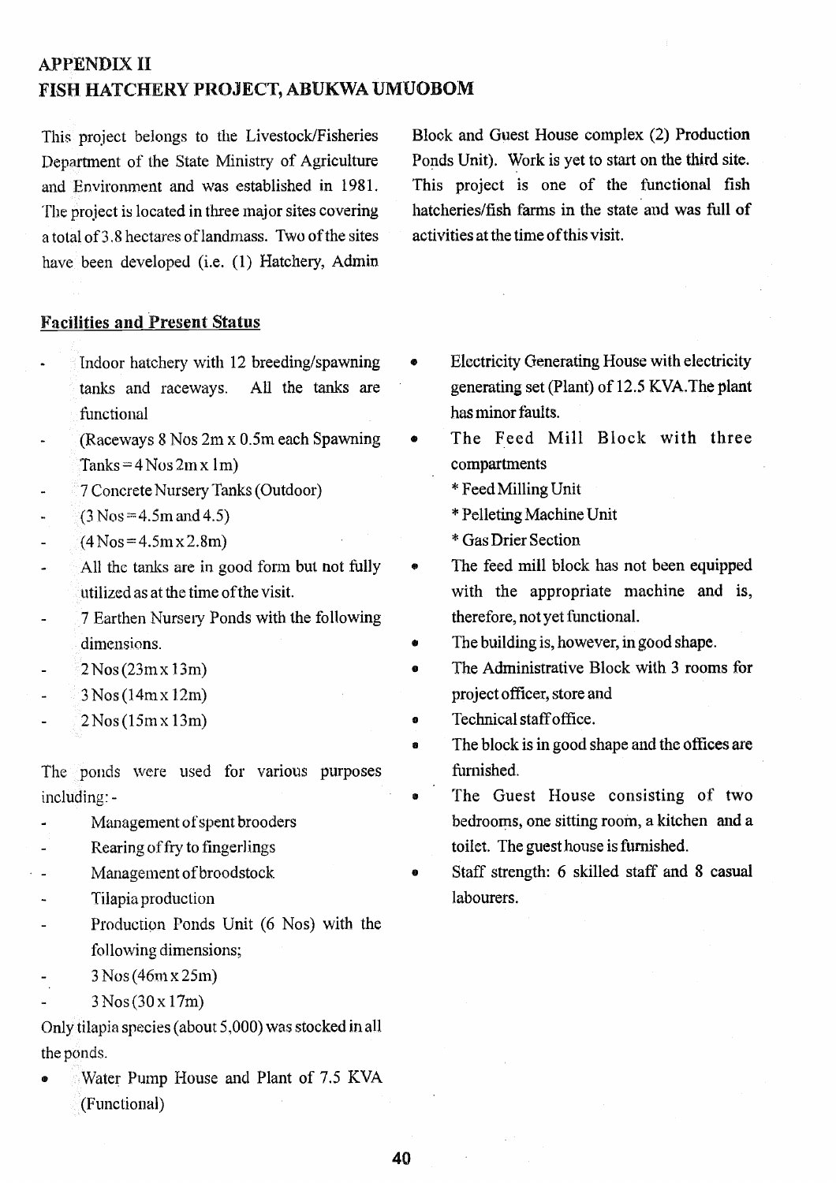# APPENDIX II
# FISH HATCHERY PROJECT, ABUKWA UMUOBOM

This project belongs to the Livestock/Fisheries Department of the State Ministry of Agriculture and Environment and was established in 1981. The project is located in three major sites covering a total of 3.8 hectares of landmass. Two of the sites have been developed (i.e. (1) Hatchery, Admin Block and Guest House complex (2) Production Ponds Unit). Work is yet to start on the third site. This project is one of the functional fish hatcheries/fish farms in the state and was full of activities at the time of this visit.

## Facilities and Present Status

- Indoor hatchery with 12 breeding/spawning tanks and raceways. All the tanks are functional
- (Raceways 8 Nos 2m x 0.5m each Spawning Tanks = 4 Nos 2m x 1m)
- 7 Concrete Nursery Tanks (Outdoor)
- (3 Nos = 4.5m and 4.5)
- (4 Nos = 4.5m x 2.8m)
- All the tanks are in good form but not fully utilized as at the time of the visit.
- 7 Earthen Nursery Ponds with the following dimensions.
- 2 Nos (23m x 13m)
- 3 Nos (14m x 12m)
- 2 Nos (15m x 13m)

The ponds were used for various purposes including: -

- Management of spent brooders
- Rearing of fry to fingerlings
- Management of broodstock
- Tilapia production
- Production Ponds Unit (6 Nos) with the following dimensions;
- 3 Nos (46m x 25m)
- 3 Nos (30 x 17m)

Only tilapia species (about 5,000) was stocked in all the ponds.

- Water Pump House and Plant of 7.5 KVA (Functional)
- Electricity Generating House with electricity generating set (Plant) of 12.5 KVA. The plant has minor faults.
- The Feed Mill Block with three compartments
  - * Feed Milling Unit
  - * Pelleting Machine Unit
  - * Gas Drier Section
- The feed mill block has not been equipped with the appropriate machine and is, therefore, not yet functional.
- The building is, however, in good shape.
- The Administrative Block with 3 rooms for project officer, store and
- Technical staff office.
- The block is in good shape and the offices are furnished.
- The Guest House consisting of two bedrooms, one sitting room, a kitchen and a toilet. The guest house is furnished.
- Staff strength: 6 skilled staff and 8 casual labourers.